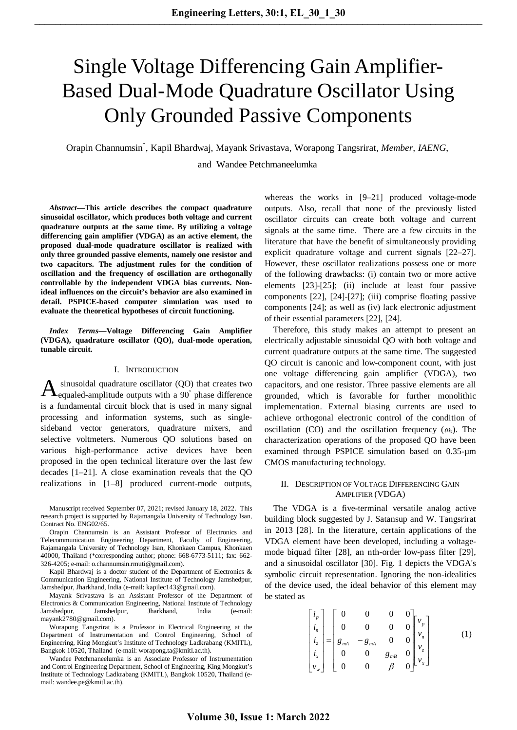# Single Voltage Differencing Gain Amplifier-Based Dual-Mode Quadrature Oscillator Using Only Grounded Passive Components

Orapin Channumsin*, Kapil Bhardwaj, Mayank Srivastava, Worapong Tangsrirat, *Member, IAENG*, and Wandee Petchmaneelumka

***Abstract*—This article describes the compact quadrature sinusoidal oscillator, which produces both voltage and current quadrature outputs at the same time. By utilizing a voltage differencing gain amplifier (VDGA) as an active element, the proposed dual-mode quadrature oscillator is realized with only three grounded passive elements, namely one resistor and two capacitors. The adjustment rules for the condition of oscillation and the frequency of oscillation are orthogonally controllable by the independent VDGA bias currents. Non-ideal influences on the circuit's behavior are also examined in detail. PSPICE-based computer simulation was used to evaluate the theoretical hypotheses of circuit functioning.**

***Index Terms*—Voltage Differencing Gain Amplifier (VDGA), quadrature oscillator (QO), dual-mode operation, tunable circuit.**

## I. Introduction

A sinusoidal quadrature oscillator (QO) that creates two equaled-amplitude outputs with a 90° phase difference is a fundamental circuit block that is used in many signal processing and information systems, such as single-sideband vector generators, quadrature mixers, and selective voltmeters. Numerous QO solutions based on various high-performance active devices have been proposed in the open technical literature over the last few decades [1–21]. A close examination reveals that the QO realizations in [1–8] produced current-mode outputs, whereas the works in [9–21] produced voltage-mode outputs. Also, recall that none of the previously listed oscillator circuits can create both voltage and current signals at the same time. There are a few circuits in the literature that have the benefit of simultaneously providing explicit quadrature voltage and current signals [22–27]. However, these oscillator realizations possess one or more of the following drawbacks: (i) contain two or more active elements [23]-[25]; (ii) include at least four passive components [22], [24]-[27]; (iii) comprise floating passive components [24]; as well as (iv) lack electronic adjustment of their essential parameters [22], [24].

Therefore, this study makes an attempt to present an electrically adjustable sinusoidal QO with both voltage and current quadrature outputs at the same time. The suggested QO circuit is canonic and low-component count, with just one voltage differencing gain amplifier (VDGA), two capacitors, and one resistor. Three passive elements are all grounded, which is favorable for further monolithic implementation. External biasing currents are used to achieve orthogonal electronic control of the condition of oscillation (CO) and the oscillation frequency ($\omega_0$). The characterization operations of the proposed QO have been examined through PSPICE simulation based on 0.35-μm CMOS manufacturing technology.

## II. Description of Voltage Differencing Gain Amplifier (VDGA)

The VDGA is a five-terminal versatile analog active building block suggested by J. Satansup and W. Tangsrirat in 2013 [28]. In the literature, certain applications of the VDGA element have been developed, including a voltage-mode biquad filter [28], an nth-order low-pass filter [29], and a sinusoidal oscillator [30]. Fig. 1 depicts the VDGA's symbolic circuit representation. Ignoring the non-idealities of the device used, the ideal behavior of this element may be stated as

$$\begin{bmatrix} i_p \\ i_n \\ i_z \\ i_x \\ v_w \end{bmatrix} = \begin{bmatrix} 0 & 0 & 0 & 0 \\ 0 & 0 & 0 & 0 \\ g_{mA} & -g_{mA} & 0 & 0 \\ 0 & 0 & g_{mB} & 0 \\ 0 & 0 & \beta & 0 \end{bmatrix} \begin{bmatrix} v_p \\ v_n \\ v_z \\ v_x \end{bmatrix} \tag{1}$$

Manuscript received September 07, 2021; revised January 18, 2022. This research project is supported by Rajamangala University of Technology Isan, Contract No. ENG02/65.

Orapin Channumsin is an Assistant Professor of Electronics and Telecommunication Engineering Department, Faculty of Engineering, Rajamangala University of Technology Isan, Khonkaen Campus, Khonkaen 40000, Thailand (*corresponding author; phone: 668-6773-5111; fax: 662-326-4205; e-mail: o.channumsin.rmuti@gmail.com).

Kapil Bhardwaj is a doctor student of the Department of Electronics & Communication Engineering, National Institute of Technology Jamshedpur, Jamshedpur, Jharkhand, India (e-mail: kapilec143@gmail.com).

Mayank Srivastava is an Assistant Professor of the Department of Electronics & Communication Engineering, National Institute of Technology Jamshedpur, Jamshedpur, Jharkhand, India (e-mail: mayank2780@gmail.com).

Worapong Tangsrirat is a Professor in Electrical Engineering at the Department of Instrumentation and Control Engineering, School of Engineering, King Mongkut's Institute of Technology Ladkrabang (KMITL), Bangkok 10520, Thailand (e-mail: worapong.ta@kmitl.ac.th).

Wandee Petchmaneelumka is an Associate Professor of Instrumentation and Control Engineering Department, School of Engineering, King Mongkut's Institute of Technology Ladkrabang (KMITL), Bangkok 10520, Thailand (e-mail: wandee.pe@kmitl.ac.th).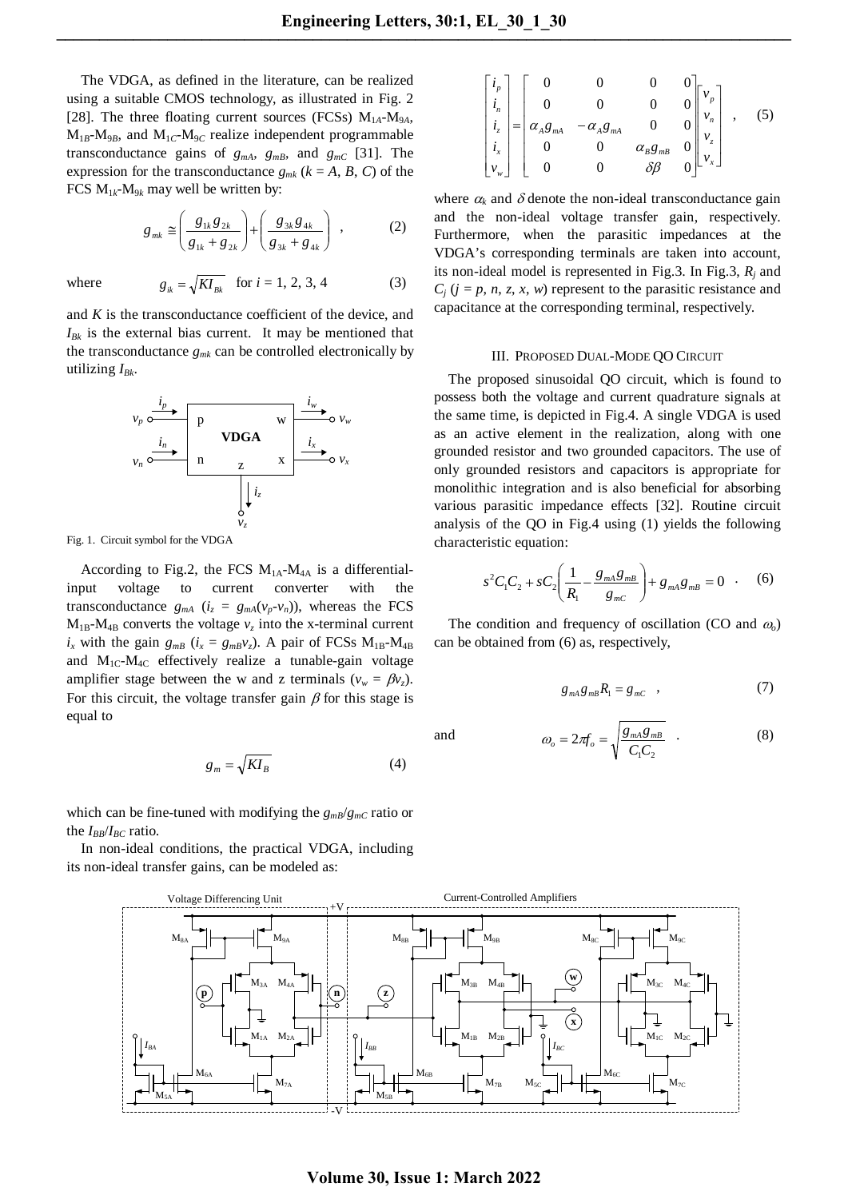The VDGA, as defined in the literature, can be realized using a suitable CMOS technology, as illustrated in Fig. 2 [28]. The three floating current sources (FCSs) $M_{1A}$-$M_{9A}$, $M_{1B}$-$M_{9B}$, and $M_{1C}$-$M_{9C}$ realize independent programmable transconductance gains of $g_{mA}$, $g_{mB}$, and $g_{mC}$ [31]. The expression for the transconductance $g_{mk}$ ($k = A, B, C$) of the FCS $M_{1k}$-$M_{9k}$ may well be written by:

$$g_{mk} \cong \left(\frac{g_{1k}g_{2k}}{g_{1k}+g_{2k}}\right)+\left(\frac{g_{3k}g_{4k}}{g_{3k}+g_{4k}}\right) \quad , \tag{2}$$

where $\quad g_{ik} = \sqrt{KI_{Bk}} \quad$ for $i = 1, 2, 3, 4$ (3)

and $K$ is the transconductance coefficient of the device, and $I_{Bk}$ is the external bias current. It may be mentioned that the transconductance $g_{mk}$ can be controlled electronically by utilizing $I_{Bk}$.

Fig. 1. Circuit symbol for the VDGA

According to Fig.2, the FCS $M_{1A}$-$M_{4A}$ is a differential-input voltage to current converter with the transconductance $g_{mA}$ ($i_z = g_{mA}(v_p - v_n)$), whereas the FCS $M_{1B}$-$M_{4B}$ converts the voltage $v_z$ into the x-terminal current $i_x$ with the gain $g_{mB}$ ($i_x = g_{mB}v_z$). A pair of FCSs $M_{1B}$-$M_{4B}$ and $M_{1C}$-$M_{4C}$ effectively realize a tunable-gain voltage amplifier stage between the w and z terminals ($v_w = \beta v_z$). For this circuit, the voltage transfer gain $\beta$ for this stage is equal to

$$g_m = \sqrt{KI_B} \tag{4}$$

which can be fine-tuned with modifying the $g_{mB}/g_{mC}$ ratio or the $I_{BB}/I_{BC}$ ratio.

In non-ideal conditions, the practical VDGA, including its non-ideal transfer gains, can be modeled as:

$$\begin{bmatrix} i_p \\ i_n \\ i_z \\ i_x \\ v_w \end{bmatrix} = \begin{bmatrix} 0 & 0 & 0 & 0 \\ 0 & 0 & 0 & 0 \\ \alpha_A g_{mA} & -\alpha_A g_{mA} & 0 & 0 \\ 0 & 0 & \alpha_B g_{mB} & 0 \\ 0 & 0 & \delta\beta & 0 \end{bmatrix} \begin{bmatrix} v_p \\ v_n \\ v_z \\ v_x \end{bmatrix} \quad , \tag{5}$$

where $\alpha_k$ and $\delta$ denote the non-ideal transconductance gain and the non-ideal voltage transfer gain, respectively. Furthermore, when the parasitic impedances at the VDGA's corresponding terminals are taken into account, its non-ideal model is represented in Fig.3. In Fig.3, $R_j$ and $C_j$ ($j = p, n, z, x, w$) represent to the parasitic resistance and capacitance at the corresponding terminal, respectively.

## III. Proposed Dual-Mode QO Circuit

The proposed sinusoidal QO circuit, which is found to possess both the voltage and current quadrature signals at the same time, is depicted in Fig.4. A single VDGA is used as an active element in the realization, along with one grounded resistor and two grounded capacitors. The use of only grounded resistors and capacitors is appropriate for monolithic integration and is also beneficial for absorbing various parasitic impedance effects [32]. Routine circuit analysis of the QO in Fig.4 using (1) yields the following characteristic equation:

$$s^2C_1C_2 + sC_2\left(\frac{1}{R_1} - \frac{g_{mA}g_{mB}}{g_{mC}}\right) + g_{mA}g_{mB} = 0 \quad . \tag{6}$$

The condition and frequency of oscillation (CO and $\omega_o$) can be obtained from (6) as, respectively,

$$g_{mA}g_{mB}R_1 = g_{mC} \quad , \tag{7}$$

and

$$\omega_o = 2\pi f_o = \sqrt{\frac{g_{mA}g_{mB}}{C_1C_2}} \quad . \tag{8}$$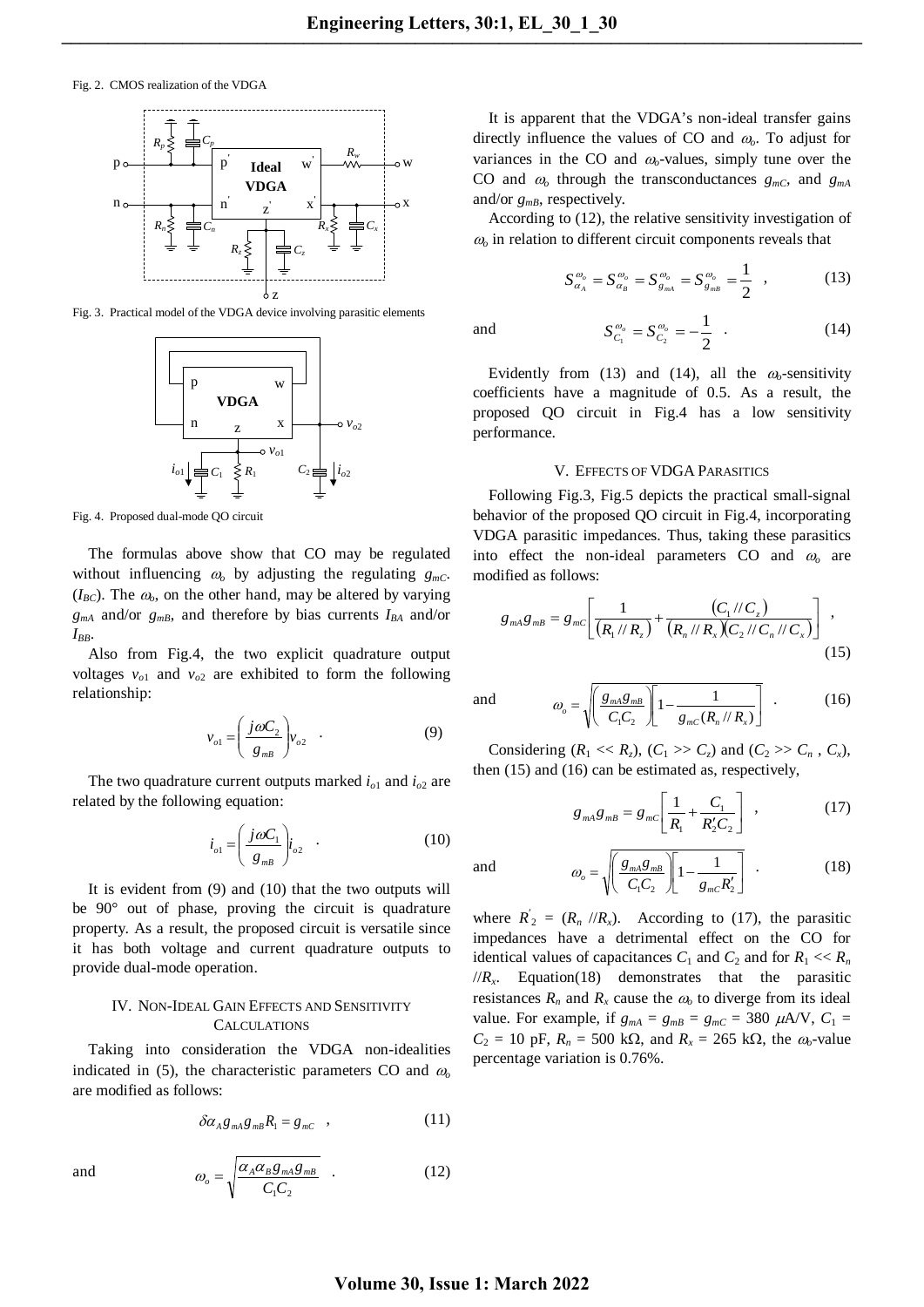Fig. 2. CMOS realization of the VDGA

Fig. 3. Practical model of the VDGA device involving parasitic elements

Fig. 4. Proposed dual-mode QO circuit

The formulas above show that CO may be regulated without influencing $\omega_o$ by adjusting the regulating $g_{mC}$. ($I_{BC}$). The $\omega_o$, on the other hand, may be altered by varying $g_{mA}$ and/or $g_{mB}$, and therefore by bias currents $I_{BA}$ and/or $I_{BB}$.

Also from Fig.4, the two explicit quadrature output voltages $v_{o1}$ and $v_{o2}$ are exhibited to form the following relationship:

$$v_{o1} = \left(\frac{j\omega C_2}{g_{mB}}\right) v_{o2} \quad . \tag{9}$$

The two quadrature current outputs marked $i_{o1}$ and $i_{o2}$ are related by the following equation:

$$i_{o1} = \left(\frac{j\omega C_1}{g_{mB}}\right) i_{o2} \quad . \tag{10}$$

It is evident from (9) and (10) that the two outputs will be 90° out of phase, proving the circuit is quadrature property. As a result, the proposed circuit is versatile since it has both voltage and current quadrature outputs to provide dual-mode operation.

## IV. Non-Ideal Gain Effects and Sensitivity Calculations

Taking into consideration the VDGA non-idealities indicated in (5), the characteristic parameters CO and $\omega_o$ are modified as follows:

$$\delta \alpha_A g_{mA} g_{mB} R_1 = g_{mC} \quad , \tag{11}$$

and

$$\omega_o = \sqrt{\frac{\alpha_A \alpha_B g_{mA} g_{mB}}{C_1 C_2}} \quad . \tag{12}$$

It is apparent that the VDGA's non-ideal transfer gains directly influence the values of CO and $\omega_o$. To adjust for variances in the CO and $\omega_o$-values, simply tune over the CO and $\omega_o$ through the transconductances $g_{mC}$, and $g_{mA}$ and/or $g_{mB}$, respectively.

According to (12), the relative sensitivity investigation of $\omega_o$ in relation to different circuit components reveals that

$$S_{\alpha_A}^{\omega_o} = S_{\alpha_B}^{\omega_o} = S_{g_{mA}}^{\omega_o} = S_{g_{mB}}^{\omega_o} = \frac{1}{2} \quad , \tag{13}$$

and

$$S_{C_1}^{\omega_o} = S_{C_2}^{\omega_o} = -\frac{1}{2} \quad . \tag{14}$$

Evidently from (13) and (14), all the $\omega_o$-sensitivity coefficients have a magnitude of 0.5. As a result, the proposed QO circuit in Fig.4 has a low sensitivity performance.

## V. Effects of VDGA Parasitics

Following Fig.3, Fig.5 depicts the practical small-signal behavior of the proposed QO circuit in Fig.4, incorporating VDGA parasitic impedances. Thus, taking these parasitics into effect the non-ideal parameters CO and $\omega_o$ are modified as follows:

$$g_{mA} g_{mB} = g_{mC}\left[\frac{1}{(R_1 // R_z)} + \frac{(C_1 // C_z)}{(R_n // R_x)(C_2 // C_n // C_x)}\right] \quad , \tag{15}$$

and

$$\omega_o = \sqrt{\left(\frac{g_{mA} g_{mB}}{C_1 C_2}\right)\left[1 - \frac{1}{g_{mC}(R_n // R_x)}\right]} \quad . \tag{16}$$

Considering ($R_1 << R_z$), ($C_1 >> C_z$) and ($C_2 >> C_n$ , $C_x$), then (15) and (16) can be estimated as, respectively,

$$g_{mA} g_{mB} = g_{mC}\left[\frac{1}{R_1} + \frac{C_1}{R_2' C_2}\right] \quad , \tag{17}$$

and

$$\omega_o = \sqrt{\left(\frac{g_{mA} g_{mB}}{C_1 C_2}\right)\left[1 - \frac{1}{g_{mC} R_2'}\right]} \quad . \tag{18}$$

where $R_2' = (R_n // R_x)$. According to (17), the parasitic impedances have a detrimental effect on the CO for identical values of capacitances $C_1$ and $C_2$ and for $R_1 << R_n // R_x$. Equation(18) demonstrates that the parasitic resistances $R_n$ and $R_x$ cause the $\omega_o$ to diverge from its ideal value. For example, if $g_{mA} = g_{mB} = g_{mC} = 380$ $\mu$A/V, $C_1 = C_2 = 10$ pF, $R_n = 500$ k$\Omega$, and $R_x = 265$ k$\Omega$, the $\omega_o$-value percentage variation is 0.76%.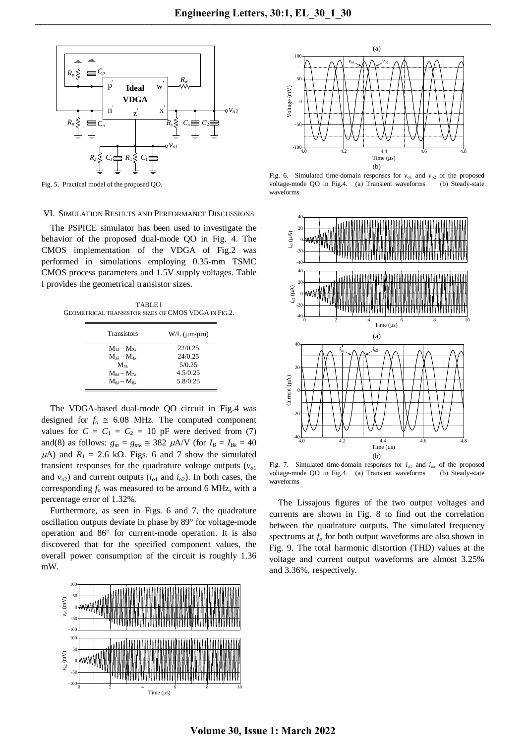Fig. 5. Practical model of the proposed QO.

Fig. 6. Simulated time-domain responses for $v_{o1}$ and $v_{o2}$ of the proposed voltage-mode QO in Fig.4. (a) Transient waveforms (b) Steady-state waveforms

## VI. Simulation Results and Performance Discussions

The PSPICE simulator has been used to investigate the behavior of the proposed dual-mode QO in Fig. 4. The CMOS implementation of the VDGA of Fig.2 was performed in simulations employing 0.35-mm TSMC CMOS process parameters and 1.5V supply voltages. Table I provides the geometrical transistor sizes.

TABLE I
GEOMETRICAL TRANSISTOR SIZES OF CMOS VDGA IN FIG.2.

| Transistors | W/L (μm/μm) |
|---|---|
| $M_{1k} – M_{2k}$ | 22/0.25 |
| $M_{3k} – M_{4k}$ | 24/0.25 |
| $M_{5k}$ | 5/0.25 |
| $M_{6k} – M_{7k}$ | 4.5/0.25 |
| $M_{8k} – M_{8k}$ | 5.8/0.25 |

The VDGA-based dual-mode QO circuit in Fig.4 was designed for $f_o \cong 6.08$ MHz. The computed component values for $C = C_1 = C_2 = 10$ pF were derived from (7) and(8) as follows: $g_m = g_{mk} \cong 382$ $\mu$A/V (for $I_B = I_{Bk} = 40$ $\mu$A) and $R_1 = 2.6$ k$\Omega$. Figs. 6 and 7 show the simulated transient responses for the quadrature voltage outputs ($v_{o1}$ and $v_{o2}$) and current outputs ($i_{o1}$ and $i_{o2}$). In both cases, the corresponding $f_o$ was measured to be around 6 MHz, with a percentage error of 1.32%.

Furthermore, as seen in Figs. 6 and 7, the quadrature oscillation outputs deviate in phase by 89° for voltage-mode operation and 86° for current-mode operation. It is also discovered that for the specified component values, the overall power consumption of the circuit is roughly 1.36 mW.

Fig. 7. Simulated time-domain responses for $i_{o1}$ and $i_{o2}$ of the proposed voltage-mode QO in Fig.4. (a) Transient waveforms (b) Steady-state waveforms

The Lissajous figures of the two output voltages and currents are shown in Fig. 8 to find out the correlation between the quadrature outputs. The simulated frequency spectrums at $f_o$ for both output waveforms are also shown in Fig. 9. The total harmonic distortion (THD) values at the voltage and current output waveforms are almost 3.25% and 3.36%, respectively.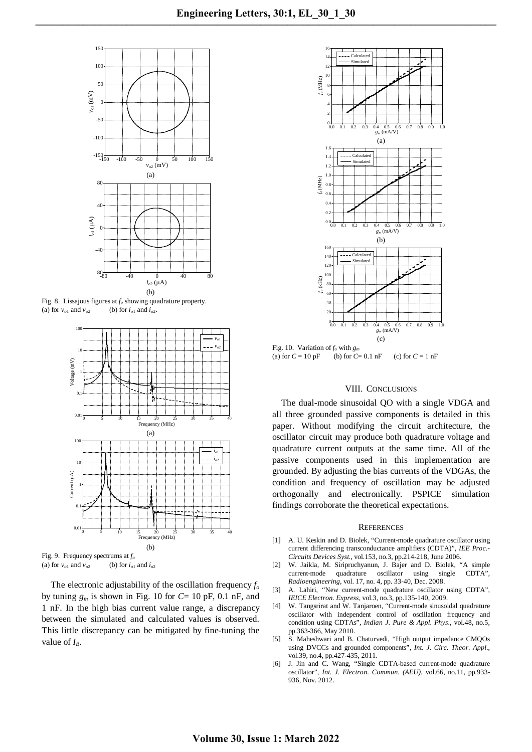Fig. 8. Lissajous figures at $f_o$ showing quadrature property.
(a) for $v_{o1}$ and $v_{o2}$ (b) for $i_{o1}$ and $i_{o2}$.

Fig. 9. Frequency spectrums at $f_o$
(a) for $v_{o1}$ and $v_{o2}$ (b) for $i_{o1}$ and $i_{o2}$

The electronic adjustability of the oscillation frequency $f_o$ by tuning $g_m$ is shown in Fig. 10 for $C$= 10 pF, 0.1 nF, and 1 nF. In the high bias current value range, a discrepancy between the simulated and calculated values is observed. This little discrepancy can be mitigated by fine-tuning the value of $I_B$.

Fig. 10. Variation of $f_o$ with $g_m$
(a) for $C$ = 10 pF (b) for $C$= 0.1 nF (c) for $C$ = 1 nF

## VIII. CONCLUSIONS

The dual-mode sinusoidal QO with a single VDGA and all three grounded passive components is detailed in this paper. Without modifying the circuit architecture, the oscillator circuit may produce both quadrature voltage and quadrature current outputs at the same time. All of the passive components used in this implementation are grounded. By adjusting the bias currents of the VDGAs, the condition and frequency of oscillation may be adjusted orthogonally and electronically. PSPICE simulation findings corroborate the theoretical expectations.

## REFERENCES

[1] A. U. Keskin and D. Biolek, "Current-mode quadrature oscillator using current differencing transconductance amplifiers (CDTA)", *IEE Proc.-Circuits Devices Syst.*, vol.153, no.3, pp.214-218, June 2006.

[2] W. Jaikla, M. Siripruchyanun, J. Bajer and D. Biolek, "A simple current-mode quadrature oscillator using single CDTA", *Radioengineering*, vol. 17, no. 4, pp. 33-40, Dec. 2008.

[3] A. Lahiri, "New current-mode quadrature oscillator using CDTA", *IEICE Electron. Express*, vol.3, no.3, pp.135-140, 2009.

[4] W. Tangsrirat and W. Tanjaroen, "Current-mode sinusoidal quadrature oscillator with independent control of oscillation frequency and condition using CDTAs", *Indian J. Pure & Appl. Phys*., vol.48, no.5, pp.363-366, May 2010.

[5] S. Maheshwari and B. Chaturvedi, "High output impedance CMQOs using DVCCs and grounded components", *Int. J. Circ. Theor. Appl.*, vol.39, no.4, pp.427-435, 2011.

[6] J. Jin and C. Wang, "Single CDTA-based current-mode quadrature oscillator", *Int. J. Electron. Commun. (AEU)*, vol.66, no.11, pp.933-936, Nov. 2012.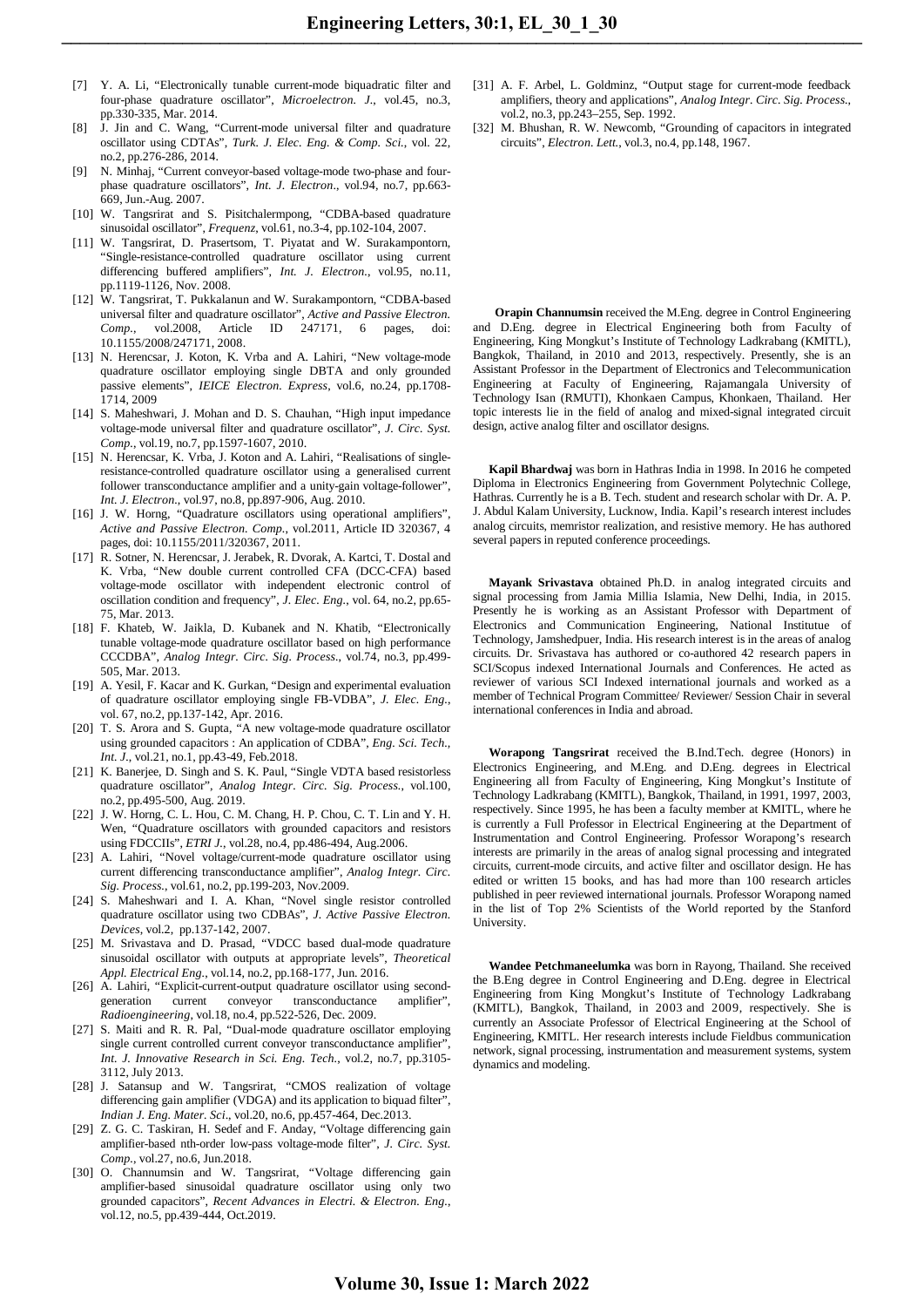[7] Y. A. Li, "Electronically tunable current-mode biquadratic filter and four-phase quadrature oscillator", *Microelectron. J.*, vol.45, no.3, pp.330-335, Mar. 2014.

[8] J. Jin and C. Wang, "Current-mode universal filter and quadrature oscillator using CDTAs", *Turk. J. Elec. Eng. & Comp. Sci.*, vol. 22, no.2, pp.276-286, 2014.

[9] N. Minhaj, "Current conveyor-based voltage-mode two-phase and four-phase quadrature oscillators", *Int. J. Electron.*, vol.94, no.7, pp.663-669, Jun.-Aug. 2007.

[10] W. Tangsrirat and S. Pisitchalermpong, "CDBA-based quadrature sinusoidal oscillator", *Frequenz*, vol.61, no.3-4, pp.102-104, 2007.

[11] W. Tangsrirat, D. Prasertsom, T. Piyatat and W. Surakampontorn, "Single-resistance-controlled quadrature oscillator using current differencing buffered amplifiers", *Int. J. Electron.*, vol.95, no.11, pp.1119-1126, Nov. 2008.

[12] W. Tangsrirat, T. Pukkalanun and W. Surakampontorn, "CDBA-based universal filter and quadrature oscillator", *Active and Passive Electron. Comp.*, vol.2008, Article ID 247171, 6 pages, doi: 10.1155/2008/247171, 2008.

[13] N. Herencsar, J. Koton, K. Vrba and A. Lahiri, "New voltage-mode quadrature oscillator employing single DBTA and only grounded passive elements", *IEICE Electron. Express*, vol.6, no.24, pp.1708-1714, 2009

[14] S. Maheshwari, J. Mohan and D. S. Chauhan, "High input impedance voltage-mode universal filter and quadrature oscillator", *J. Circ. Syst. Comp.*, vol.19, no.7, pp.1597-1607, 2010.

[15] N. Herencsar, K. Vrba, J. Koton and A. Lahiri, "Realisations of single-resistance-controlled quadrature oscillator using a generalised current follower transconductance amplifier and a unity-gain voltage-follower", *Int. J. Electron.*, vol.97, no.8, pp.897-906, Aug. 2010.

[16] J. W. Horng, "Quadrature oscillators using operational amplifiers", *Active and Passive Electron. Comp.*, vol.2011, Article ID 320367, 4 pages, doi: 10.1155/2011/320367, 2011.

[17] R. Sotner, N. Herencsar, J. Jerabek, R. Dvorak, A. Kartci, T. Dostal and K. Vrba, "New double current controlled CFA (DCC-CFA) based voltage-mode oscillator with independent electronic control of oscillation condition and frequency", *J. Elec. Eng.*, vol. 64, no.2, pp.65-75, Mar. 2013.

[18] F. Khateb, W. Jaikla, D. Kubanek and N. Khatib, "Electronically tunable voltage-mode quadrature oscillator based on high performance CCCDBA", *Analog Integr. Circ. Sig. Process*., vol.74, no.3, pp.499-505, Mar. 2013.

[19] A. Yesil, F. Kacar and K. Gurkan, "Design and experimental evaluation of quadrature oscillator employing single FB-VDBA", *J. Elec. Eng.*, vol. 67, no.2, pp.137-142, Apr. 2016.

[20] T. S. Arora and S. Gupta, "A new voltage-mode quadrature oscillator using grounded capacitors : An application of CDBA", *Eng. Sci. Tech., Int. J.*, vol.21, no.1, pp.43-49, Feb.2018.

[21] K. Banerjee, D. Singh and S. K. Paul, "Single VDTA based resistorless quadrature oscillator", *Analog Integr. Circ. Sig. Process.*, vol.100, no.2, pp.495-500, Aug. 2019.

[22] J. W. Horng, C. L. Hou, C. M. Chang, H. P. Chou, C. T. Lin and Y. H. Wen, "Quadrature oscillators with grounded capacitors and resistors using FDCCIIs", *ETRI J.*, vol.28, no.4, pp.486-494, Aug.2006.

[23] A. Lahiri, "Novel voltage/current-mode quadrature oscillator using current differencing transconductance amplifier", *Analog Integr. Circ. Sig. Process.*, vol.61, no.2, pp.199-203, Nov.2009.

[24] S. Maheshwari and I. A. Khan, "Novel single resistor controlled quadrature oscillator using two CDBAs", *J. Active Passive Electron. Devices*, vol.2, pp.137-142, 2007.

[25] M. Srivastava and D. Prasad, "VDCC based dual-mode quadrature sinusoidal oscillator with outputs at appropriate levels", *Theoretical Appl. Electrical Eng.*, vol.14, no.2, pp.168-177, Jun. 2016.

[26] A. Lahiri, "Explicit-current-output quadrature oscillator using second-generation current conveyor transconductance amplifier", *Radioengineering*, vol.18, no.4, pp.522-526, Dec. 2009.

[27] S. Maiti and R. R. Pal, "Dual-mode quadrature oscillator employing single current controlled current conveyor transconductance amplifier", *Int. J. Innovative Research in Sci. Eng. Tech.*, vol.2, no.7, pp.3105-3112, July 2013.

[28] J. Satansup and W. Tangsrirat, "CMOS realization of voltage differencing gain amplifier (VDGA) and its application to biquad filter", *Indian J. Eng. Mater. Sci*., vol.20, no.6, pp.457-464, Dec.2013.

[29] Z. G. C. Taskiran, H. Sedef and F. Anday, "Voltage differencing gain amplifier-based nth-order low-pass voltage-mode filter", *J. Circ. Syst. Comp.*, vol.27, no.6, Jun.2018.

[30] O. Channumsin and W. Tangsrirat, "Voltage differencing gain amplifier-based sinusoidal quadrature oscillator using only two grounded capacitors", *Recent Advances in Electri. & Electron. Eng.*, vol.12, no.5, pp.439-444, Oct.2019.

[31] A. F. Arbel, L. Goldminz, "Output stage for current-mode feedback amplifiers, theory and applications", *Analog Integr. Circ. Sig. Process.*, vol.2, no.3, pp.243–255, Sep. 1992.

[32] M. Bhushan, R. W. Newcomb, "Grounding of capacitors in integrated circuits", *Electron. Lett.*, vol.3, no.4, pp.148, 1967.

**Orapin Channumsin** received the M.Eng. degree in Control Engineering and D.Eng. degree in Electrical Engineering both from Faculty of Engineering, King Mongkut's Institute of Technology Ladkrabang (KMITL), Bangkok, Thailand, in 2010 and 2013, respectively. Presently, she is an Assistant Professor in the Department of Electronics and Telecommunication Engineering at Faculty of Engineering, Rajamangala University of Technology Isan (RMUTI), Khonkaen Campus, Khonkaen, Thailand. Her topic interests lie in the field of analog and mixed-signal integrated circuit design, active analog filter and oscillator designs.

**Kapil Bhardwaj** was born in Hathras India in 1998. In 2016 he competed Diploma in Electronics Engineering from Government Polytechnic College, Hathras. Currently he is a B. Tech. student and research scholar with Dr. A. P. J. Abdul Kalam University, Lucknow, India. Kapil's research interest includes analog circuits, memristor realization, and resistive memory. He has authored several papers in reputed conference proceedings.

**Mayank Srivastava** obtained Ph.D. in analog integrated circuits and signal processing from Jamia Millia Islamia, New Delhi, India, in 2015. Presently he is working as an Assistant Professor with Department of Electronics and Communication Engineering, National Institutue of Technology, Jamshedpuer, India. His research interest is in the areas of analog circuits. Dr. Srivastava has authored or co-authored 42 research papers in SCI/Scopus indexed International Journals and Conferences. He acted as reviewer of various SCI Indexed international journals and worked as a member of Technical Program Committee/ Reviewer/ Session Chair in several international conferences in India and abroad.

**Worapong Tangsrirat** received the B.Ind.Tech. degree (Honors) in Electronics Engineering, and M.Eng. and D.Eng. degrees in Electrical Engineering all from Faculty of Engineering, King Mongkut's Institute of Technology Ladkrabang (KMITL), Bangkok, Thailand, in 1991, 1997, 2003, respectively. Since 1995, he has been a faculty member at KMITL, where he is currently a Full Professor in Electrical Engineering at the Department of Instrumentation and Control Engineering. Professor Worapong's research interests are primarily in the areas of analog signal processing and integrated circuits, current-mode circuits, and active filter and oscillator design. He has edited or written 15 books, and has had more than 100 research articles published in peer reviewed international journals. Professor Worapong named in the list of Top 2% Scientists of the World reported by the Stanford University.

**Wandee Petchmaneelumka** was born in Rayong, Thailand. She received the B.Eng degree in Control Engineering and D.Eng. degree in Electrical Engineering from King Mongkut's Institute of Technology Ladkrabang (KMITL), Bangkok, Thailand, in 2003 and 2009, respectively. She is currently an Associate Professor of Electrical Engineering at the School of Engineering, KMITL. Her research interests include Fieldbus communication network, signal processing, instrumentation and measurement systems, system dynamics and modeling.